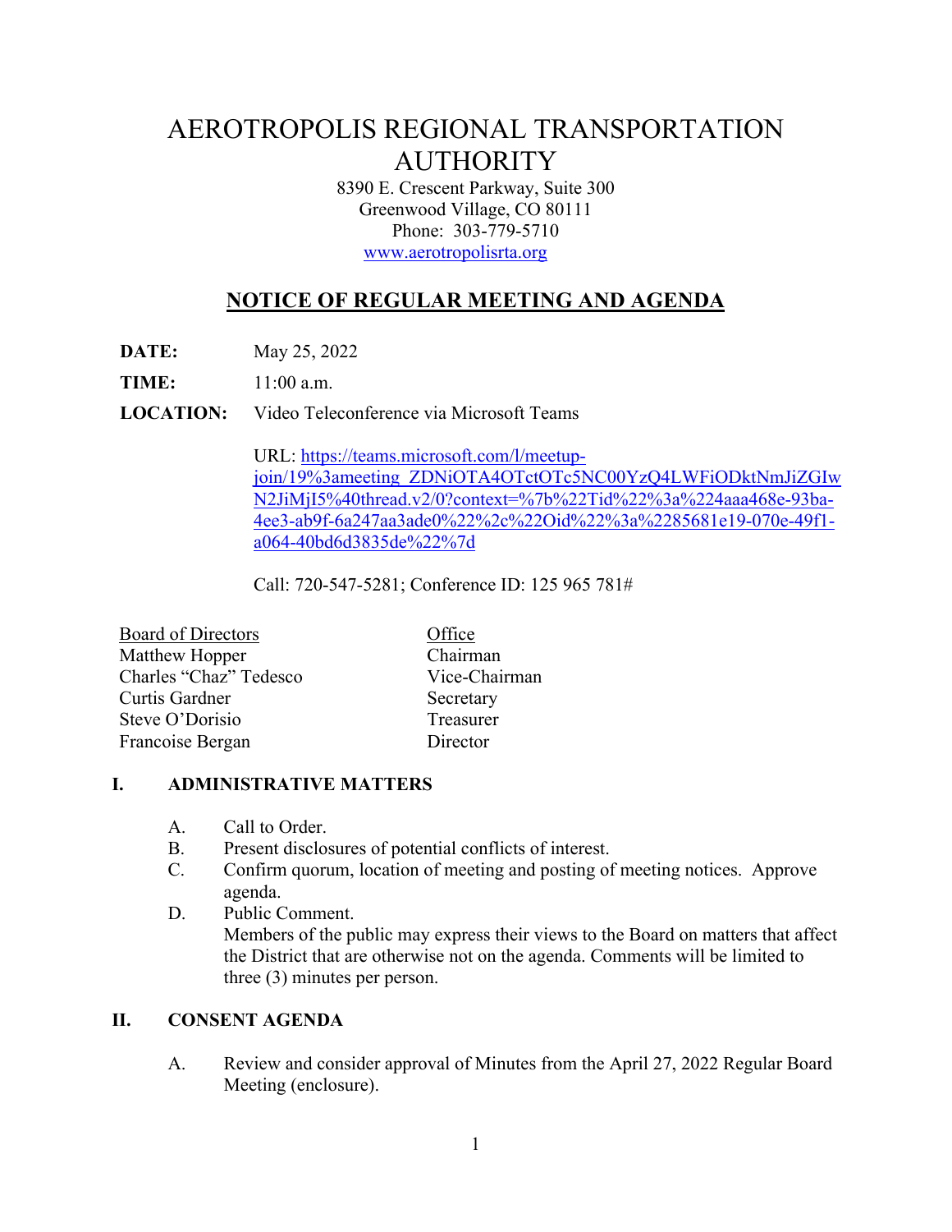# AEROTROPOLIS REGIONAL TRANSPORTATION AUTHORITY

8390 E. Crescent Parkway, Suite 300
Greenwood Village, CO 80111
Phone: 303-779-5710
www.aerotropolisrta.org

## NOTICE OF REGULAR MEETING AND AGENDA

**DATE:** May 25, 2022

**TIME:** 11:00 a.m.

**LOCATION:** Video Teleconference via Microsoft Teams

URL: https://teams.microsoft.com/l/meetup-join/19%3ameeting_ZDNiOTA4OTctOTc5NC00YzQ4LWFiODktNmJiZGIwN2JiMjI5%40thread.v2/0?context=%7b%22Tid%22%3a%224aaa468e-93ba-4ee3-ab9f-6a247aa3ade0%22%2c%22Oid%22%3a%2285681e19-070e-49f1-a064-40bd6d3835de%22%7d

Call: 720-547-5281; Conference ID: 125 965 781#

| Board of Directors | Office |
|---|---|
| Matthew Hopper | Chairman |
| Charles "Chaz" Tedesco | Vice-Chairman |
| Curtis Gardner | Secretary |
| Steve O'Dorisio | Treasurer |
| Francoise Bergan | Director |

### I. ADMINISTRATIVE MATTERS

A. Call to Order.

B. Present disclosures of potential conflicts of interest.

C. Confirm quorum, location of meeting and posting of meeting notices. Approve agenda.

D. Public Comment.
Members of the public may express their views to the Board on matters that affect the District that are otherwise not on the agenda. Comments will be limited to three (3) minutes per person.

### II. CONSENT AGENDA

A. Review and consider approval of Minutes from the April 27, 2022 Regular Board Meeting (enclosure).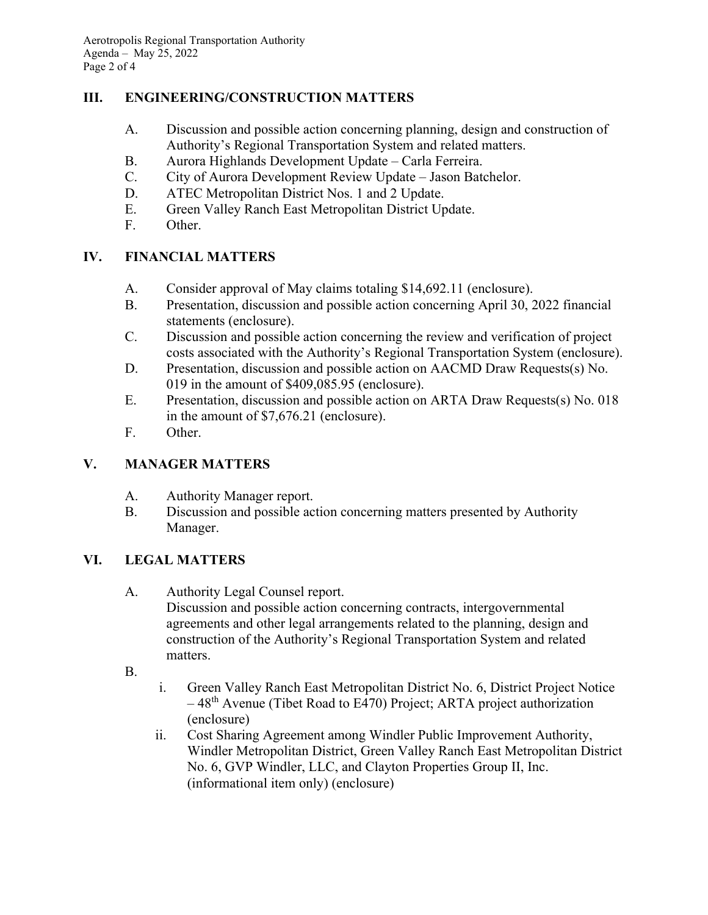## III. ENGINEERING/CONSTRUCTION MATTERS

A. Discussion and possible action concerning planning, design and construction of Authority's Regional Transportation System and related matters.
B. Aurora Highlands Development Update – Carla Ferreira.
C. City of Aurora Development Review Update – Jason Batchelor.
D. ATEC Metropolitan District Nos. 1 and 2 Update.
E. Green Valley Ranch East Metropolitan District Update.
F. Other.

## IV. FINANCIAL MATTERS

A. Consider approval of May claims totaling $14,692.11 (enclosure).
B. Presentation, discussion and possible action concerning April 30, 2022 financial statements (enclosure).
C. Discussion and possible action concerning the review and verification of project costs associated with the Authority's Regional Transportation System (enclosure).
D. Presentation, discussion and possible action on AACMD Draw Requests(s) No. 019 in the amount of $409,085.95 (enclosure).
E. Presentation, discussion and possible action on ARTA Draw Requests(s) No. 018 in the amount of $7,676.21 (enclosure).
F. Other.

## V. MANAGER MATTERS

A. Authority Manager report.
B. Discussion and possible action concerning matters presented by Authority Manager.

## VI. LEGAL MATTERS

A. Authority Legal Counsel report.
Discussion and possible action concerning contracts, intergovernmental agreements and other legal arrangements related to the planning, design and construction of the Authority's Regional Transportation System and related matters.

B.
   i. Green Valley Ranch East Metropolitan District No. 6, District Project Notice – 48th Avenue (Tibet Road to E470) Project; ARTA project authorization (enclosure)
   ii. Cost Sharing Agreement among Windler Public Improvement Authority, Windler Metropolitan District, Green Valley Ranch East Metropolitan District No. 6, GVP Windler, LLC, and Clayton Properties Group II, Inc. (informational item only) (enclosure)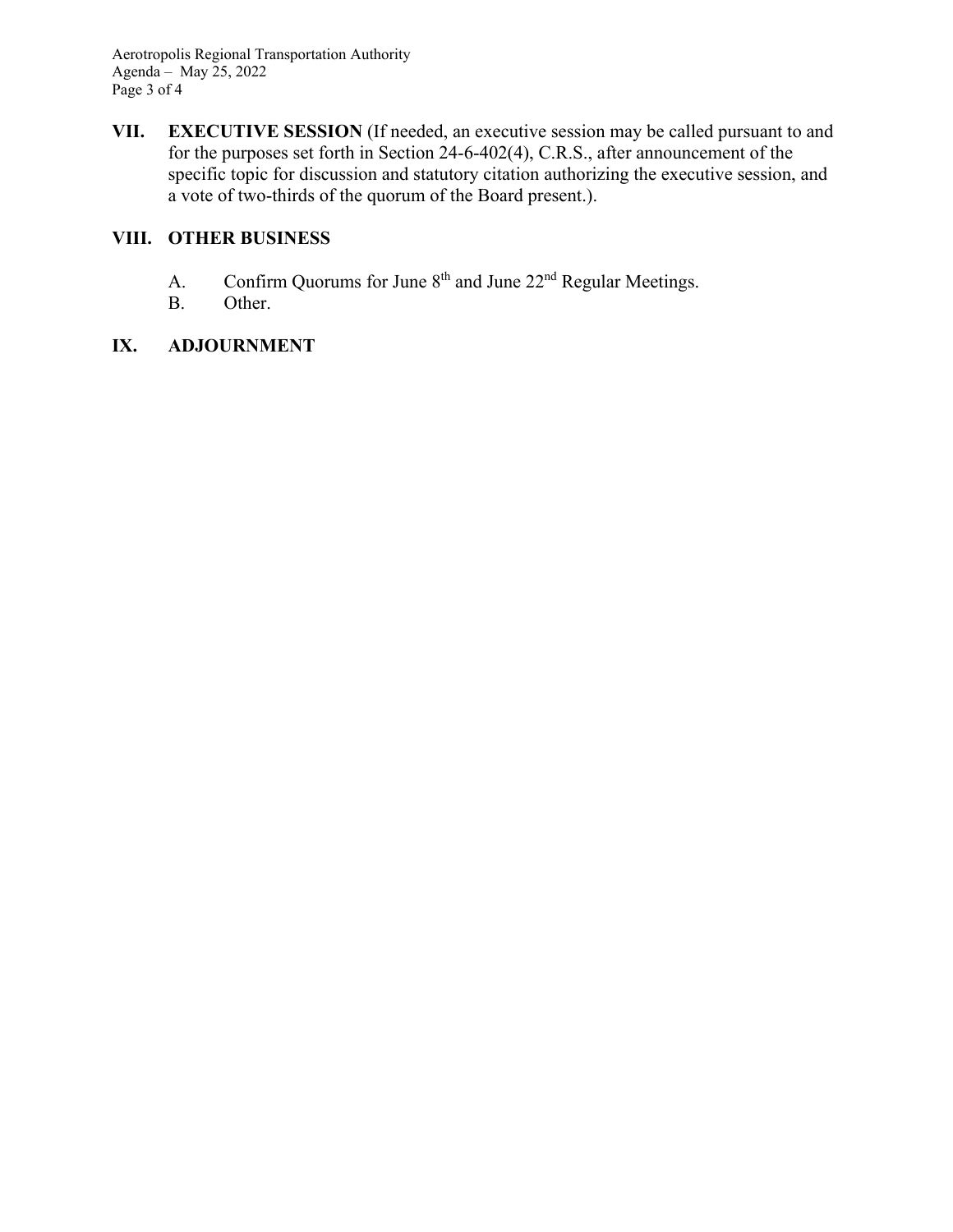**VII. EXECUTIVE SESSION** (If needed, an executive session may be called pursuant to and for the purposes set forth in Section 24-6-402(4), C.R.S., after announcement of the specific topic for discussion and statutory citation authorizing the executive session, and a vote of two-thirds of the quorum of the Board present.).

**VIII. OTHER BUSINESS**

A. Confirm Quorums for June 8th and June 22nd Regular Meetings.

B. Other.

**IX. ADJOURNMENT**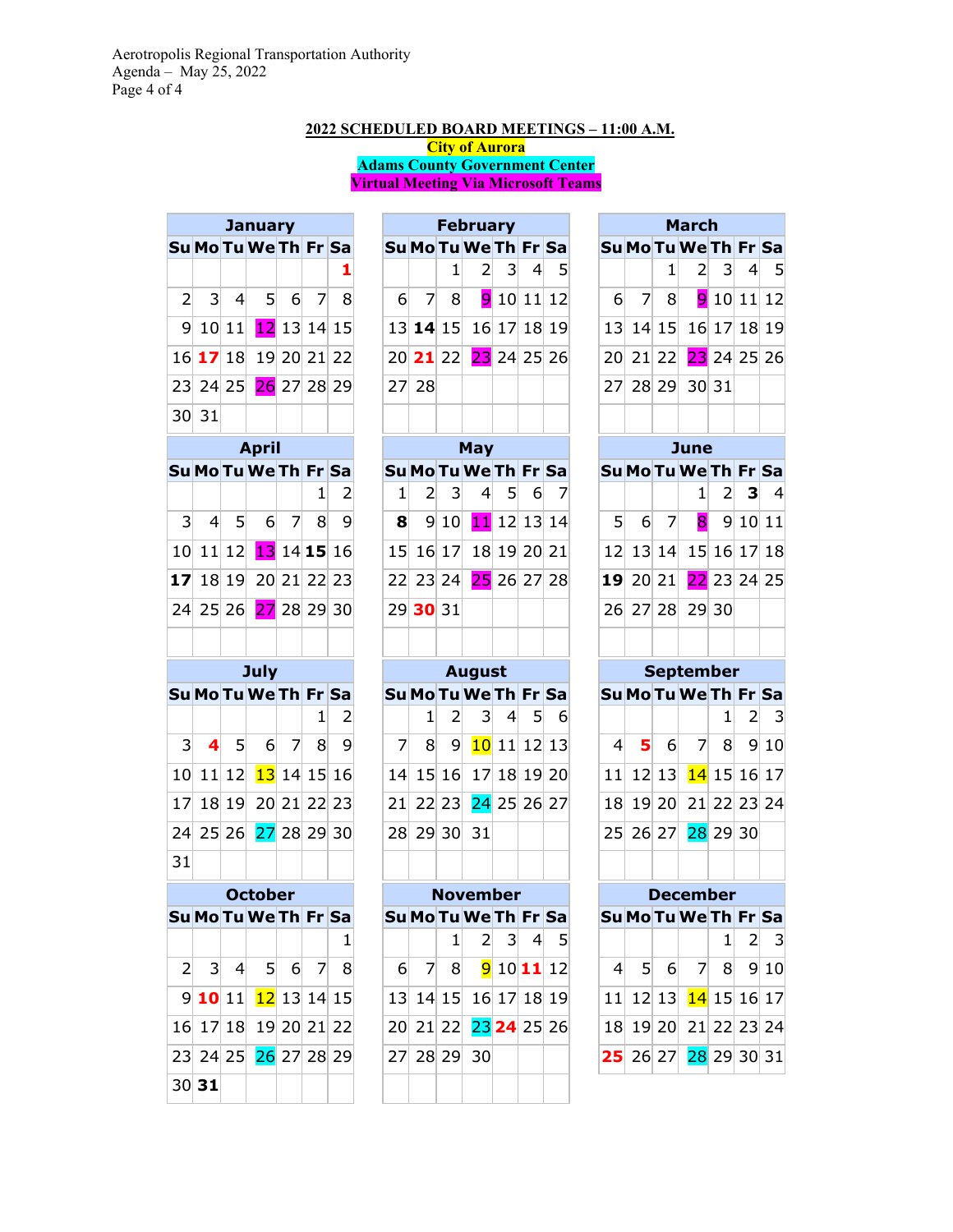## 2022 SCHEDULED BOARD MEETINGS – 11:00 A.M.

City of Aurora

Adams County Government Center

Virtual Meeting Via Microsoft Teams

| January | | | | | | |
|---|---|---|---|---|---|---|
| Su | Mo | Tu | We | Th | Fr | Sa |
| | | | | | | 1 |
| 2 | 3 | 4 | 5 | 6 | 7 | 8 |
| 9 | 10 | 11 | 12 | 13 | 14 | 15 |
| 16 | 17 | 18 | 19 | 20 | 21 | 22 |
| 23 | 24 | 25 | 26 | 27 | 28 | 29 |
| 30 | 31 | | | | | |

| February | | | | | | |
|---|---|---|---|---|---|---|
| Su | Mo | Tu | We | Th | Fr | Sa |
| | | 1 | 2 | 3 | 4 | 5 |
| 6 | 7 | 8 | 9 | 10 | 11 | 12 |
| 13 | 14 | 15 | 16 | 17 | 18 | 19 |
| 20 | 21 | 22 | 23 | 24 | 25 | 26 |
| 27 | 28 | | | | | |

| March | | | | | | |
|---|---|---|---|---|---|---|
| Su | Mo | Tu | We | Th | Fr | Sa |
| | | 1 | 2 | 3 | 4 | 5 |
| 6 | 7 | 8 | 9 | 10 | 11 | 12 |
| 13 | 14 | 15 | 16 | 17 | 18 | 19 |
| 20 | 21 | 22 | 23 | 24 | 25 | 26 |
| 27 | 28 | 29 | 30 | 31 | | |

| April | | | | | | |
|---|---|---|---|---|---|---|
| Su | Mo | Tu | We | Th | Fr | Sa |
| | | | | | 1 | 2 |
| 3 | 4 | 5 | 6 | 7 | 8 | 9 |
| 10 | 11 | 12 | 13 | 14 | 15 | 16 |
| 17 | 18 | 19 | 20 | 21 | 22 | 23 |
| 24 | 25 | 26 | 27 | 28 | 29 | 30 |

| May | | | | | | |
|---|---|---|---|---|---|---|
| Su | Mo | Tu | We | Th | Fr | Sa |
| 1 | 2 | 3 | 4 | 5 | 6 | 7 |
| 8 | 9 | 10 | 11 | 12 | 13 | 14 |
| 15 | 16 | 17 | 18 | 19 | 20 | 21 |
| 22 | 23 | 24 | 25 | 26 | 27 | 28 |
| 29 | 30 | 31 | | | | |

| June | | | | | | |
|---|---|---|---|---|---|---|
| Su | Mo | Tu | We | Th | Fr | Sa |
| | | | 1 | 2 | 3 | 4 |
| 5 | 6 | 7 | 8 | 9 | 10 | 11 |
| 12 | 13 | 14 | 15 | 16 | 17 | 18 |
| 19 | 20 | 21 | 22 | 23 | 24 | 25 |
| 26 | 27 | 28 | 29 | 30 | | |

| July | | | | | | |
|---|---|---|---|---|---|---|
| Su | Mo | Tu | We | Th | Fr | Sa |
| | | | | | 1 | 2 |
| 3 | 4 | 5 | 6 | 7 | 8 | 9 |
| 10 | 11 | 12 | 13 | 14 | 15 | 16 |
| 17 | 18 | 19 | 20 | 21 | 22 | 23 |
| 24 | 25 | 26 | 27 | 28 | 29 | 30 |
| 31 | | | | | | |

| August | | | | | | |
|---|---|---|---|---|---|---|
| Su | Mo | Tu | We | Th | Fr | Sa |
| | 1 | 2 | 3 | 4 | 5 | 6 |
| 7 | 8 | 9 | 10 | 11 | 12 | 13 |
| 14 | 15 | 16 | 17 | 18 | 19 | 20 |
| 21 | 22 | 23 | 24 | 25 | 26 | 27 |
| 28 | 29 | 30 | 31 | | | |

| September | | | | | | |
|---|---|---|---|---|---|---|
| Su | Mo | Tu | We | Th | Fr | Sa |
| | | | | 1 | 2 | 3 |
| 4 | 5 | 6 | 7 | 8 | 9 | 10 |
| 11 | 12 | 13 | 14 | 15 | 16 | 17 |
| 18 | 19 | 20 | 21 | 22 | 23 | 24 |
| 25 | 26 | 27 | 28 | 29 | 30 | |

| October | | | | | | |
|---|---|---|---|---|---|---|
| Su | Mo | Tu | We | Th | Fr | Sa |
| | | | | | | 1 |
| 2 | 3 | 4 | 5 | 6 | 7 | 8 |
| 9 | 10 | 11 | 12 | 13 | 14 | 15 |
| 16 | 17 | 18 | 19 | 20 | 21 | 22 |
| 23 | 24 | 25 | 26 | 27 | 28 | 29 |
| 30 | 31 | | | | | |

| November | | | | | | |
|---|---|---|---|---|---|---|
| Su | Mo | Tu | We | Th | Fr | Sa |
| | | 1 | 2 | 3 | 4 | 5 |
| 6 | 7 | 8 | 9 | 10 | 11 | 12 |
| 13 | 14 | 15 | 16 | 17 | 18 | 19 |
| 20 | 21 | 22 | 23 | 24 | 25 | 26 |
| 27 | 28 | 29 | 30 | | | |

| December | | | | | | |
|---|---|---|---|---|---|---|
| Su | Mo | Tu | We | Th | Fr | Sa |
| | | | | 1 | 2 | 3 |
| 4 | 5 | 6 | 7 | 8 | 9 | 10 |
| 11 | 12 | 13 | 14 | 15 | 16 | 17 |
| 18 | 19 | 20 | 21 | 22 | 23 | 24 |
| 25 | 26 | 27 | 28 | 29 | 30 | 31 |